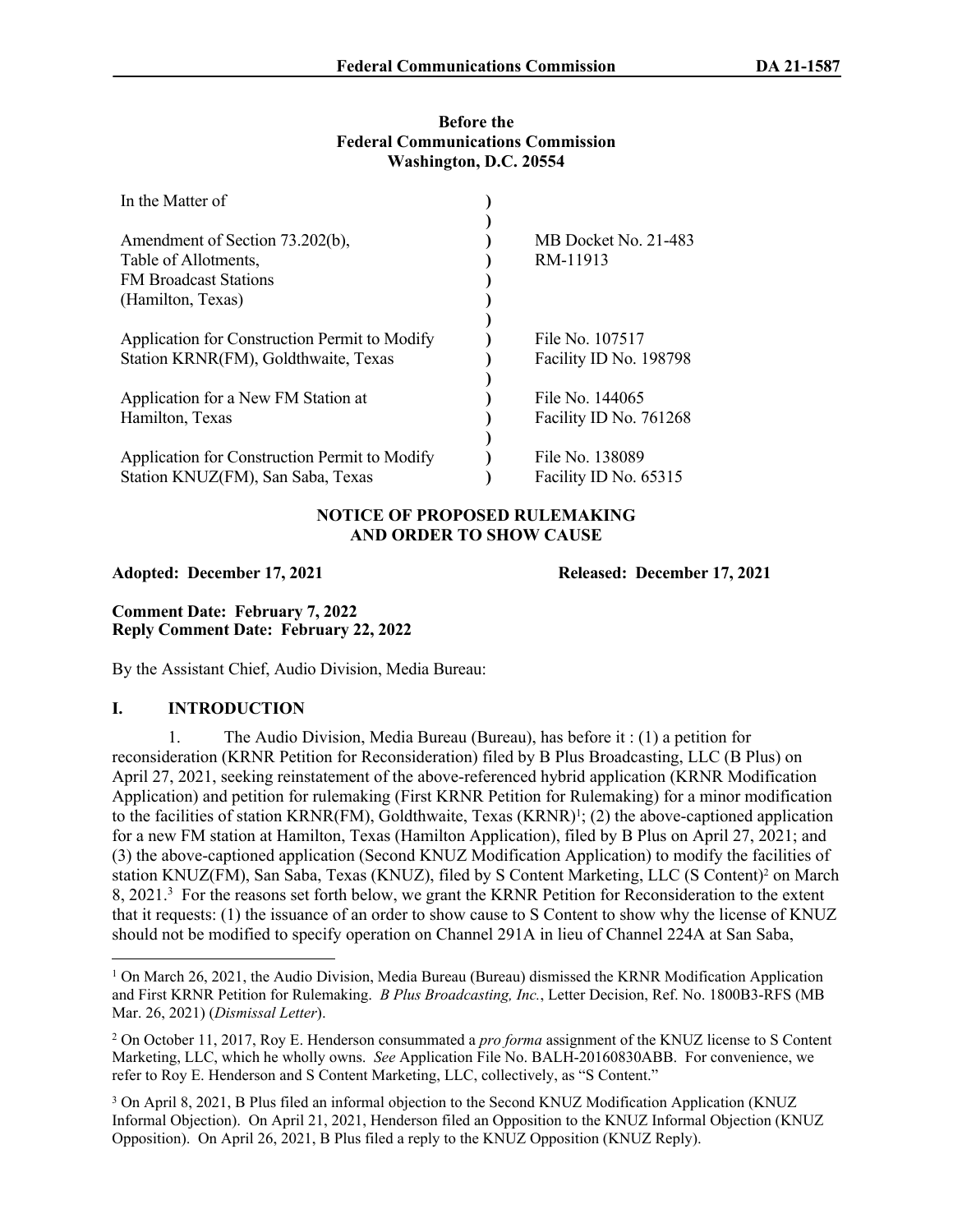**Before the**
**Federal Communications Commission**
**Washington, D.C. 20554**

| In the Matter of | | |
|---|---|---|
| Amendment of Section 73.202(b), Table of Allotments, FM Broadcast Stations (Hamilton, Texas) | ) | MB Docket No. 21-483 RM-11913 |
| Application for Construction Permit to Modify Station KRNR(FM), Goldthwaite, Texas | ) | File No. 107517 Facility ID No. 198798 |
| Application for a New FM Station at Hamilton, Texas | ) | File No. 144065 Facility ID No. 761268 |
| Application for Construction Permit to Modify Station KNUZ(FM), San Saba, Texas | ) | File No. 138089 Facility ID No. 65315 |

**NOTICE OF PROPOSED RULEMAKING AND ORDER TO SHOW CAUSE**

**Adopted: December 17, 2021** **Released: December 17, 2021**

**Comment Date: February 7, 2022**
**Reply Comment Date: February 22, 2022**

By the Assistant Chief, Audio Division, Media Bureau:

## I. INTRODUCTION

1. The Audio Division, Media Bureau (Bureau), has before it : (1) a petition for reconsideration (KRNR Petition for Reconsideration) filed by B Plus Broadcasting, LLC (B Plus) on April 27, 2021, seeking reinstatement of the above-referenced hybrid application (KRNR Modification Application) and petition for rulemaking (First KRNR Petition for Rulemaking) for a minor modification to the facilities of station KRNR(FM), Goldthwaite, Texas (KRNR)[1]; (2) the above-captioned application for a new FM station at Hamilton, Texas (Hamilton Application), filed by B Plus on April 27, 2021; and (3) the above-captioned application (Second KNUZ Modification Application) to modify the facilities of station KNUZ(FM), San Saba, Texas (KNUZ), filed by S Content Marketing, LLC (S Content)[2] on March 8, 2021.[3] For the reasons set forth below, we grant the KRNR Petition for Reconsideration to the extent that it requests: (1) the issuance of an order to show cause to S Content to show why the license of KNUZ should not be modified to specify operation on Channel 291A in lieu of Channel 224A at San Saba,

[1] On March 26, 2021, the Audio Division, Media Bureau (Bureau) dismissed the KRNR Modification Application and First KRNR Petition for Rulemaking. *B Plus Broadcasting, Inc.*, Letter Decision, Ref. No. 1800B3-RFS (MB Mar. 26, 2021) (*Dismissal Letter*).

[2] On October 11, 2017, Roy E. Henderson consummated a *pro forma* assignment of the KNUZ license to S Content Marketing, LLC, which he wholly owns. *See* Application File No. BALH-20160830ABB. For convenience, we refer to Roy E. Henderson and S Content Marketing, LLC, collectively, as "S Content."

[3] On April 8, 2021, B Plus filed an informal objection to the Second KNUZ Modification Application (KNUZ Informal Objection). On April 21, 2021, Henderson filed an Opposition to the KNUZ Informal Objection (KNUZ Opposition). On April 26, 2021, B Plus filed a reply to the KNUZ Opposition (KNUZ Reply).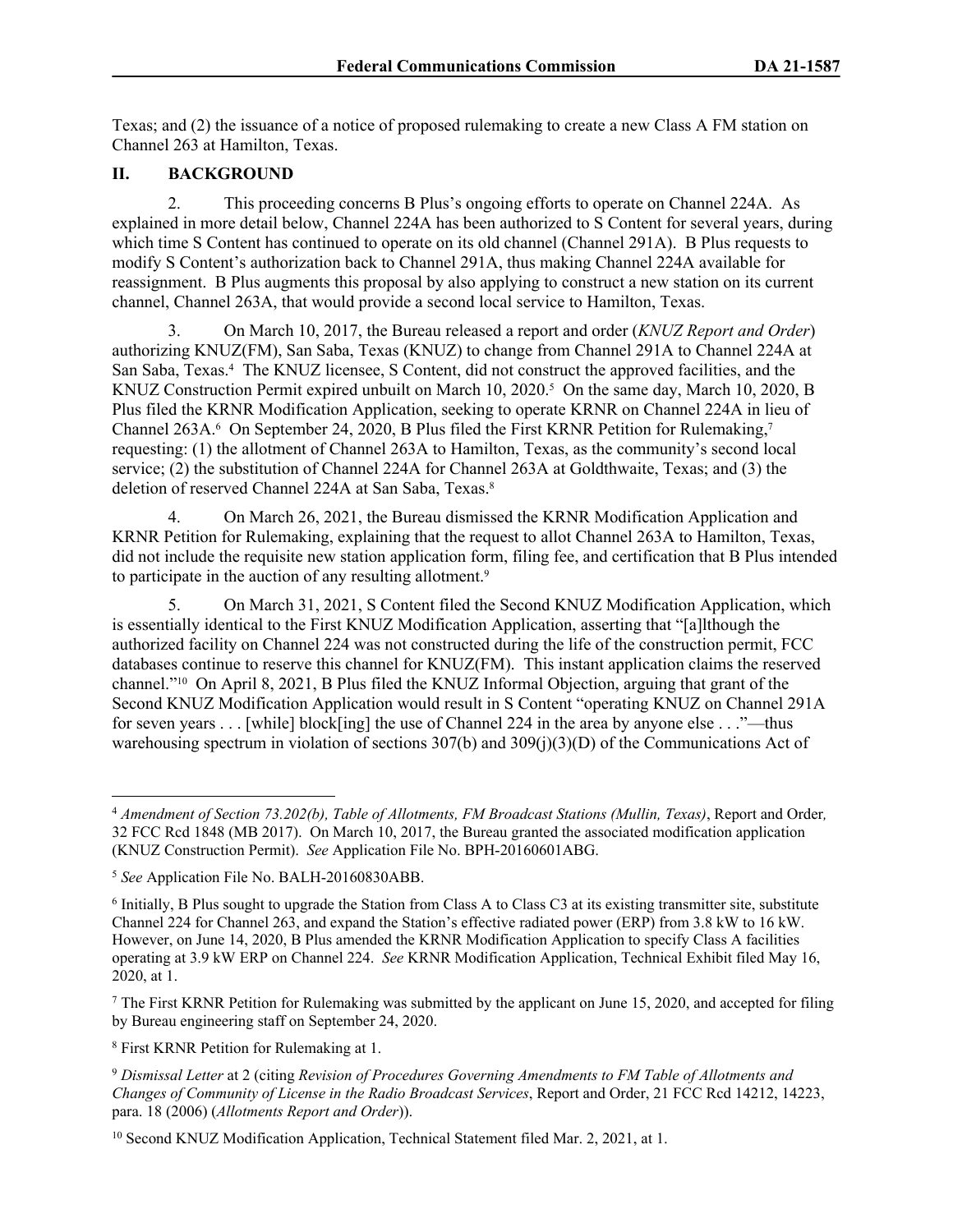Texas; and (2) the issuance of a notice of proposed rulemaking to create a new Class A FM station on Channel 263 at Hamilton, Texas.

## II. BACKGROUND

2. This proceeding concerns B Plus's ongoing efforts to operate on Channel 224A. As explained in more detail below, Channel 224A has been authorized to S Content for several years, during which time S Content has continued to operate on its old channel (Channel 291A). B Plus requests to modify S Content's authorization back to Channel 291A, thus making Channel 224A available for reassignment. B Plus augments this proposal by also applying to construct a new station on its current channel, Channel 263A, that would provide a second local service to Hamilton, Texas.

3. On March 10, 2017, the Bureau released a report and order (*KNUZ Report and Order*) authorizing KNUZ(FM), San Saba, Texas (KNUZ) to change from Channel 291A to Channel 224A at San Saba, Texas.[4] The KNUZ licensee, S Content, did not construct the approved facilities, and the KNUZ Construction Permit expired unbuilt on March 10, 2020.[5] On the same day, March 10, 2020, B Plus filed the KRNR Modification Application, seeking to operate KRNR on Channel 224A in lieu of Channel 263A.[6] On September 24, 2020, B Plus filed the First KRNR Petition for Rulemaking,[7] requesting: (1) the allotment of Channel 263A to Hamilton, Texas, as the community's second local service; (2) the substitution of Channel 224A for Channel 263A at Goldthwaite, Texas; and (3) the deletion of reserved Channel 224A at San Saba, Texas.[8]

4. On March 26, 2021, the Bureau dismissed the KRNR Modification Application and KRNR Petition for Rulemaking, explaining that the request to allot Channel 263A to Hamilton, Texas, did not include the requisite new station application form, filing fee, and certification that B Plus intended to participate in the auction of any resulting allotment.[9]

5. On March 31, 2021, S Content filed the Second KNUZ Modification Application, which is essentially identical to the First KNUZ Modification Application, asserting that "[a]lthough the authorized facility on Channel 224 was not constructed during the life of the construction permit, FCC databases continue to reserve this channel for KNUZ(FM). This instant application claims the reserved channel."[10] On April 8, 2021, B Plus filed the KNUZ Informal Objection, arguing that grant of the Second KNUZ Modification Application would result in S Content "operating KNUZ on Channel 291A for seven years . . . [while] block[ing] the use of Channel 224 in the area by anyone else . . ."—thus warehousing spectrum in violation of sections 307(b) and 309(j)(3)(D) of the Communications Act of

---

[4] *Amendment of Section 73.202(b), Table of Allotments, FM Broadcast Stations (Mullin, Texas)*, Report and Order*,* 32 FCC Rcd 1848 (MB 2017). On March 10, 2017, the Bureau granted the associated modification application (KNUZ Construction Permit). *See* Application File No. BPH-20160601ABG.

[5] *See* Application File No. BALH-20160830ABB.

[6] Initially, B Plus sought to upgrade the Station from Class A to Class C3 at its existing transmitter site, substitute Channel 224 for Channel 263, and expand the Station's effective radiated power (ERP) from 3.8 kW to 16 kW. However, on June 14, 2020, B Plus amended the KRNR Modification Application to specify Class A facilities operating at 3.9 kW ERP on Channel 224. *See* KRNR Modification Application, Technical Exhibit filed May 16, 2020, at 1.

[7] The First KRNR Petition for Rulemaking was submitted by the applicant on June 15, 2020, and accepted for filing by Bureau engineering staff on September 24, 2020.

[8] First KRNR Petition for Rulemaking at 1.

[9] *Dismissal Letter* at 2 (citing *Revision of Procedures Governing Amendments to FM Table of Allotments and Changes of Community of License in the Radio Broadcast Services*, Report and Order, 21 FCC Rcd 14212, 14223, para. 18 (2006) (*Allotments Report and Order*)).

[10] Second KNUZ Modification Application, Technical Statement filed Mar. 2, 2021, at 1.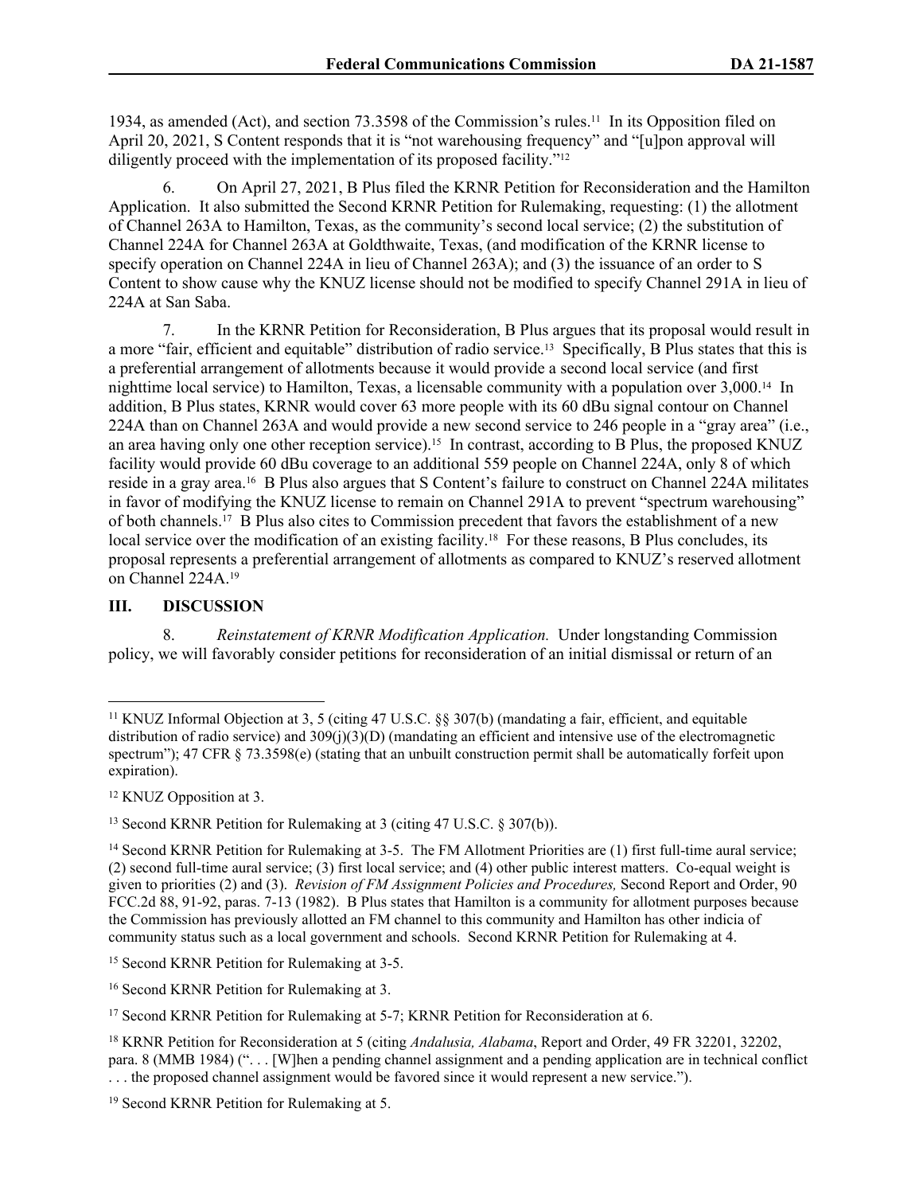1934, as amended (Act), and section 73.3598 of the Commission's rules.[11] In its Opposition filed on April 20, 2021, S Content responds that it is "not warehousing frequency" and "[u]pon approval will diligently proceed with the implementation of its proposed facility."[12]

6. On April 27, 2021, B Plus filed the KRNR Petition for Reconsideration and the Hamilton Application. It also submitted the Second KRNR Petition for Rulemaking, requesting: (1) the allotment of Channel 263A to Hamilton, Texas, as the community's second local service; (2) the substitution of Channel 224A for Channel 263A at Goldthwaite, Texas, (and modification of the KRNR license to specify operation on Channel 224A in lieu of Channel 263A); and (3) the issuance of an order to S Content to show cause why the KNUZ license should not be modified to specify Channel 291A in lieu of 224A at San Saba.

7. In the KRNR Petition for Reconsideration, B Plus argues that its proposal would result in a more "fair, efficient and equitable" distribution of radio service.[13] Specifically, B Plus states that this is a preferential arrangement of allotments because it would provide a second local service (and first nighttime local service) to Hamilton, Texas, a licensable community with a population over 3,000.[14] In addition, B Plus states, KRNR would cover 63 more people with its 60 dBu signal contour on Channel 224A than on Channel 263A and would provide a new second service to 246 people in a "gray area" (i.e., an area having only one other reception service).[15] In contrast, according to B Plus, the proposed KNUZ facility would provide 60 dBu coverage to an additional 559 people on Channel 224A, only 8 of which reside in a gray area.[16] B Plus also argues that S Content's failure to construct on Channel 224A militates in favor of modifying the KNUZ license to remain on Channel 291A to prevent "spectrum warehousing" of both channels.[17] B Plus also cites to Commission precedent that favors the establishment of a new local service over the modification of an existing facility.[18] For these reasons, B Plus concludes, its proposal represents a preferential arrangement of allotments as compared to KNUZ's reserved allotment on Channel 224A.[19]

## III. DISCUSSION

8. *Reinstatement of KRNR Modification Application.* Under longstanding Commission policy, we will favorably consider petitions for reconsideration of an initial dismissal or return of an

---

[11] KNUZ Informal Objection at 3, 5 (citing 47 U.S.C. §§ 307(b) (mandating a fair, efficient, and equitable distribution of radio service) and 309(j)(3)(D) (mandating an efficient and intensive use of the electromagnetic spectrum"); 47 CFR § 73.3598(e) (stating that an unbuilt construction permit shall be automatically forfeit upon expiration).

[12] KNUZ Opposition at 3.

[13] Second KRNR Petition for Rulemaking at 3 (citing 47 U.S.C. § 307(b)).

[14] Second KRNR Petition for Rulemaking at 3-5. The FM Allotment Priorities are (1) first full-time aural service; (2) second full-time aural service; (3) first local service; and (4) other public interest matters. Co-equal weight is given to priorities (2) and (3). *Revision of FM Assignment Policies and Procedures,* Second Report and Order, 90 FCC.2d 88, 91-92, paras. 7-13 (1982). B Plus states that Hamilton is a community for allotment purposes because the Commission has previously allotted an FM channel to this community and Hamilton has other indicia of community status such as a local government and schools. Second KRNR Petition for Rulemaking at 4.

[15] Second KRNR Petition for Rulemaking at 3-5.

[16] Second KRNR Petition for Rulemaking at 3.

[17] Second KRNR Petition for Rulemaking at 5-7; KRNR Petition for Reconsideration at 6.

[18] KRNR Petition for Reconsideration at 5 (citing *Andalusia, Alabama*, Report and Order, 49 FR 32201, 32202, para. 8 (MMB 1984) (". . . [W]hen a pending channel assignment and a pending application are in technical conflict . . . the proposed channel assignment would be favored since it would represent a new service.").

[19] Second KRNR Petition for Rulemaking at 5.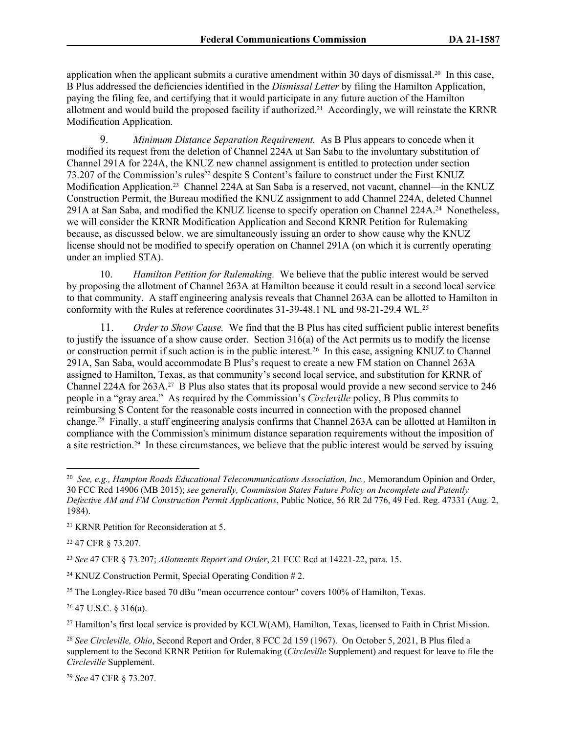application when the applicant submits a curative amendment within 30 days of dismissal.[20] In this case, B Plus addressed the deficiencies identified in the *Dismissal Letter* by filing the Hamilton Application, paying the filing fee, and certifying that it would participate in any future auction of the Hamilton allotment and would build the proposed facility if authorized.[21] Accordingly, we will reinstate the KRNR Modification Application.

9. *Minimum Distance Separation Requirement.* As B Plus appears to concede when it modified its request from the deletion of Channel 224A at San Saba to the involuntary substitution of Channel 291A for 224A, the KNUZ new channel assignment is entitled to protection under section 73.207 of the Commission's rules[22] despite S Content's failure to construct under the First KNUZ Modification Application.[23] Channel 224A at San Saba is a reserved, not vacant, channel—in the KNUZ Construction Permit, the Bureau modified the KNUZ assignment to add Channel 224A, deleted Channel 291A at San Saba, and modified the KNUZ license to specify operation on Channel 224A.[24] Nonetheless, we will consider the KRNR Modification Application and Second KRNR Petition for Rulemaking because, as discussed below, we are simultaneously issuing an order to show cause why the KNUZ license should not be modified to specify operation on Channel 291A (on which it is currently operating under an implied STA).

10. *Hamilton Petition for Rulemaking.* We believe that the public interest would be served by proposing the allotment of Channel 263A at Hamilton because it could result in a second local service to that community. A staff engineering analysis reveals that Channel 263A can be allotted to Hamilton in conformity with the Rules at reference coordinates 31-39-48.1 NL and 98-21-29.4 WL.[25]

11. *Order to Show Cause.* We find that the B Plus has cited sufficient public interest benefits to justify the issuance of a show cause order. Section 316(a) of the Act permits us to modify the license or construction permit if such action is in the public interest.[26] In this case, assigning KNUZ to Channel 291A, San Saba, would accommodate B Plus's request to create a new FM station on Channel 263A assigned to Hamilton, Texas, as that community's second local service, and substitution for KRNR of Channel 224A for 263A.[27] B Plus also states that its proposal would provide a new second service to 246 people in a "gray area." As required by the Commission's *Circleville* policy, B Plus commits to reimbursing S Content for the reasonable costs incurred in connection with the proposed channel change.[28] Finally, a staff engineering analysis confirms that Channel 263A can be allotted at Hamilton in compliance with the Commission's minimum distance separation requirements without the imposition of a site restriction.[29] In these circumstances, we believe that the public interest would be served by issuing

---

[20] *See, e.g., Hampton Roads Educational Telecommunications Association, Inc.,* Memorandum Opinion and Order, 30 FCC Rcd 14906 (MB 2015); *see generally, Commission States Future Policy on Incomplete and Patently Defective AM and FM Construction Permit Applications*, Public Notice, 56 RR 2d 776, 49 Fed. Reg. 47331 (Aug. 2, 1984).

[21] KRNR Petition for Reconsideration at 5.

[22] 47 CFR § 73.207.

[23] *See* 47 CFR § 73.207; *Allotments Report and Order*, 21 FCC Rcd at 14221-22, para. 15.

[24] KNUZ Construction Permit, Special Operating Condition # 2.

[25] The Longley-Rice based 70 dBu "mean occurrence contour" covers 100% of Hamilton, Texas.

[26] 47 U.S.C. § 316(a).

[27] Hamilton's first local service is provided by KCLW(AM), Hamilton, Texas, licensed to Faith in Christ Mission.

[28] *See Circleville, Ohio*, Second Report and Order, 8 FCC 2d 159 (1967). On October 5, 2021, B Plus filed a supplement to the Second KRNR Petition for Rulemaking (*Circleville* Supplement) and request for leave to file the *Circleville* Supplement.

[29] *See* 47 CFR § 73.207.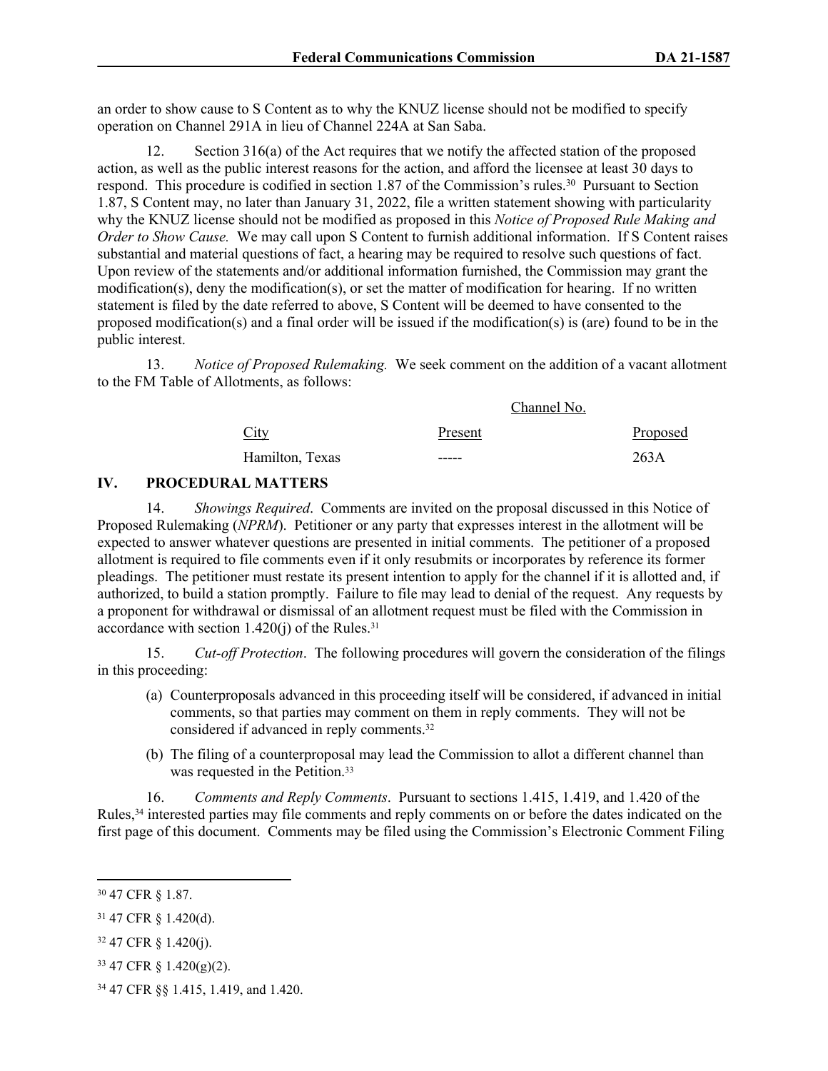an order to show cause to S Content as to why the KNUZ license should not be modified to specify operation on Channel 291A in lieu of Channel 224A at San Saba.

12. Section 316(a) of the Act requires that we notify the affected station of the proposed action, as well as the public interest reasons for the action, and afford the licensee at least 30 days to respond. This procedure is codified in section 1.87 of the Commission's rules.[30] Pursuant to Section 1.87, S Content may, no later than January 31, 2022, file a written statement showing with particularity why the KNUZ license should not be modified as proposed in this *Notice of Proposed Rule Making and Order to Show Cause.* We may call upon S Content to furnish additional information. If S Content raises substantial and material questions of fact, a hearing may be required to resolve such questions of fact. Upon review of the statements and/or additional information furnished, the Commission may grant the modification(s), deny the modification(s), or set the matter of modification for hearing. If no written statement is filed by the date referred to above, S Content will be deemed to have consented to the proposed modification(s) and a final order will be issued if the modification(s) is (are) found to be in the public interest.

13. *Notice of Proposed Rulemaking.* We seek comment on the addition of a vacant allotment to the FM Table of Allotments, as follows:

| | Channel No. | |
|---|---|---|
| City | Present | Proposed |
| Hamilton, Texas | ----- | 263A |

## IV. PROCEDURAL MATTERS

14. *Showings Required*. Comments are invited on the proposal discussed in this Notice of Proposed Rulemaking (*NPRM*). Petitioner or any party that expresses interest in the allotment will be expected to answer whatever questions are presented in initial comments. The petitioner of a proposed allotment is required to file comments even if it only resubmits or incorporates by reference its former pleadings. The petitioner must restate its present intention to apply for the channel if it is allotted and, if authorized, to build a station promptly. Failure to file may lead to denial of the request. Any requests by a proponent for withdrawal or dismissal of an allotment request must be filed with the Commission in accordance with section 1.420(j) of the Rules.[31]

15. *Cut-off Protection*. The following procedures will govern the consideration of the filings in this proceeding:

(a) Counterproposals advanced in this proceeding itself will be considered, if advanced in initial comments, so that parties may comment on them in reply comments. They will not be considered if advanced in reply comments.[32]

(b) The filing of a counterproposal may lead the Commission to allot a different channel than was requested in the Petition.[33]

16. *Comments and Reply Comments*. Pursuant to sections 1.415, 1.419, and 1.420 of the Rules,[34] interested parties may file comments and reply comments on or before the dates indicated on the first page of this document. Comments may be filed using the Commission's Electronic Comment Filing

---

[30] 47 CFR § 1.87.

[31] 47 CFR § 1.420(d).

[32] 47 CFR § 1.420(j).

[33] 47 CFR § 1.420(g)(2).

[34] 47 CFR §§ 1.415, 1.419, and 1.420.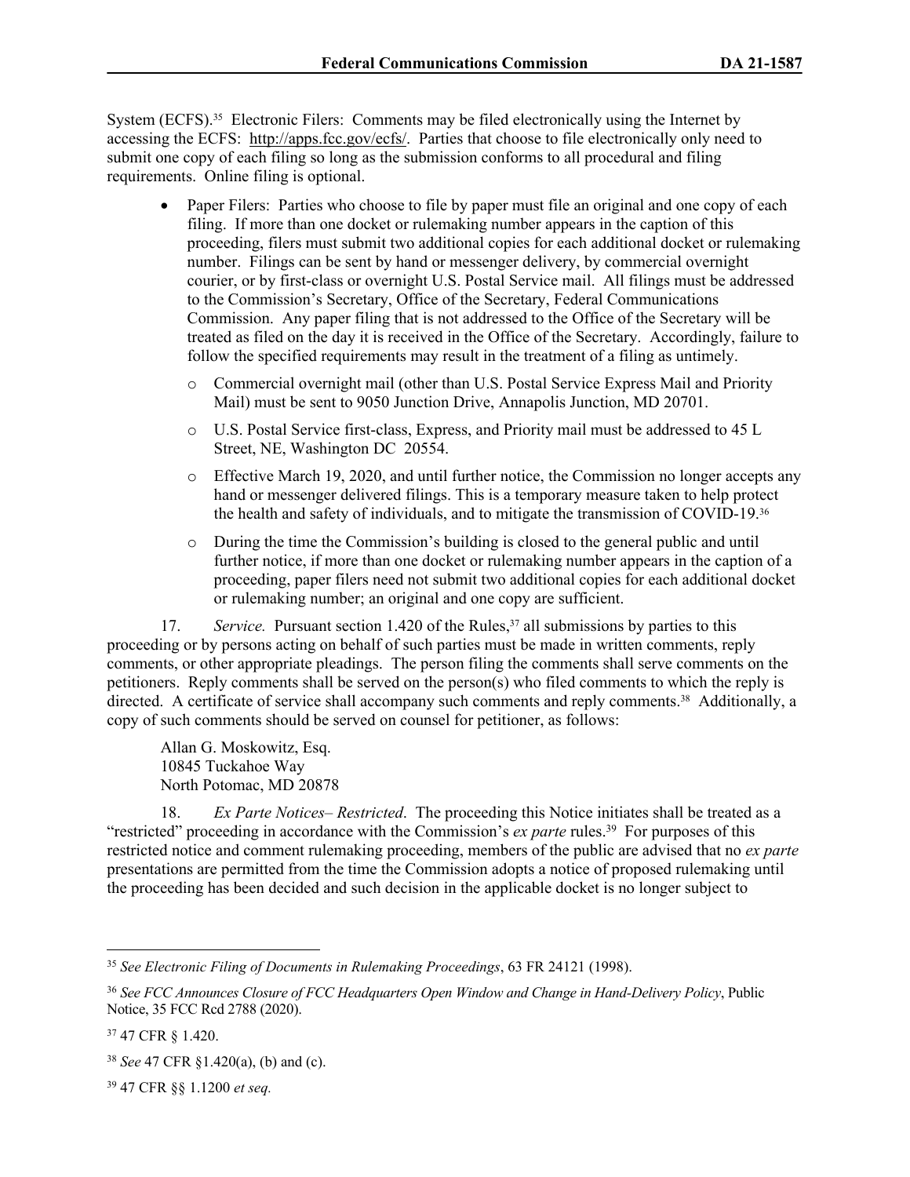System (ECFS).[35] Electronic Filers: Comments may be filed electronically using the Internet by accessing the ECFS: http://apps.fcc.gov/ecfs/. Parties that choose to file electronically only need to submit one copy of each filing so long as the submission conforms to all procedural and filing requirements. Online filing is optional.

- Paper Filers: Parties who choose to file by paper must file an original and one copy of each filing. If more than one docket or rulemaking number appears in the caption of this proceeding, filers must submit two additional copies for each additional docket or rulemaking number. Filings can be sent by hand or messenger delivery, by commercial overnight courier, or by first-class or overnight U.S. Postal Service mail. All filings must be addressed to the Commission's Secretary, Office of the Secretary, Federal Communications Commission. Any paper filing that is not addressed to the Office of the Secretary will be treated as filed on the day it is received in the Office of the Secretary. Accordingly, failure to follow the specified requirements may result in the treatment of a filing as untimely.
  - Commercial overnight mail (other than U.S. Postal Service Express Mail and Priority Mail) must be sent to 9050 Junction Drive, Annapolis Junction, MD 20701.
  - U.S. Postal Service first-class, Express, and Priority mail must be addressed to 45 L Street, NE, Washington DC 20554.
  - Effective March 19, 2020, and until further notice, the Commission no longer accepts any hand or messenger delivered filings. This is a temporary measure taken to help protect the health and safety of individuals, and to mitigate the transmission of COVID-19.[36]
  - During the time the Commission's building is closed to the general public and until further notice, if more than one docket or rulemaking number appears in the caption of a proceeding, paper filers need not submit two additional copies for each additional docket or rulemaking number; an original and one copy are sufficient.

17. *Service.* Pursuant section 1.420 of the Rules,[37] all submissions by parties to this proceeding or by persons acting on behalf of such parties must be made in written comments, reply comments, or other appropriate pleadings. The person filing the comments shall serve comments on the petitioners. Reply comments shall be served on the person(s) who filed comments to which the reply is directed. A certificate of service shall accompany such comments and reply comments.[38] Additionally, a copy of such comments should be served on counsel for petitioner, as follows:

Allan G. Moskowitz, Esq.
10845 Tuckahoe Way
North Potomac, MD 20878

18. *Ex Parte Notices– Restricted*. The proceeding this Notice initiates shall be treated as a "restricted" proceeding in accordance with the Commission's *ex parte* rules.[39] For purposes of this restricted notice and comment rulemaking proceeding, members of the public are advised that no *ex parte* presentations are permitted from the time the Commission adopts a notice of proposed rulemaking until the proceeding has been decided and such decision in the applicable docket is no longer subject to

---

[35] *See Electronic Filing of Documents in Rulemaking Proceedings*, 63 FR 24121 (1998).

[36] *See FCC Announces Closure of FCC Headquarters Open Window and Change in Hand-Delivery Policy*, Public Notice, 35 FCC Rcd 2788 (2020).

[37] 47 CFR § 1.420.

[38] *See* 47 CFR §1.420(a), (b) and (c).

[39] 47 CFR §§ 1.1200 *et seq.*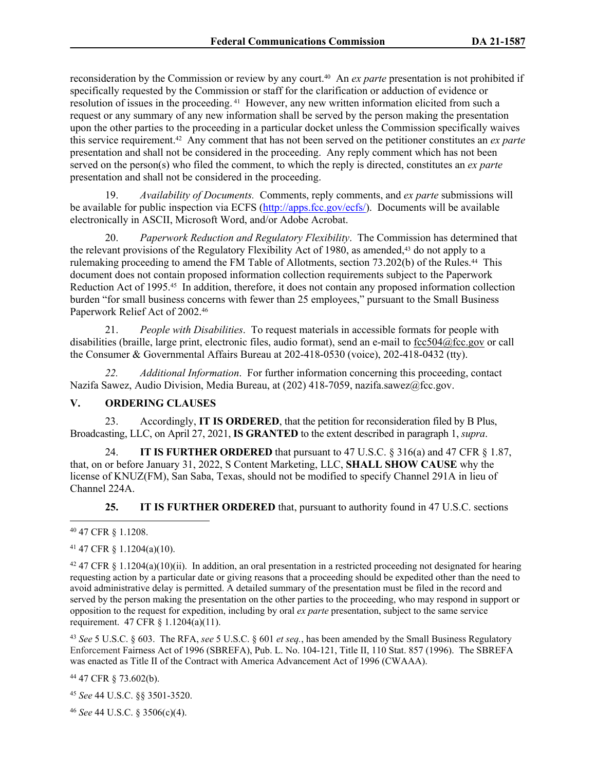reconsideration by the Commission or review by any court.[40] An *ex parte* presentation is not prohibited if specifically requested by the Commission or staff for the clarification or adduction of evidence or resolution of issues in the proceeding.[41] However, any new written information elicited from such a request or any summary of any new information shall be served by the person making the presentation upon the other parties to the proceeding in a particular docket unless the Commission specifically waives this service requirement.[42] Any comment that has not been served on the petitioner constitutes an *ex parte* presentation and shall not be considered in the proceeding. Any reply comment which has not been served on the person(s) who filed the comment, to which the reply is directed, constitutes an *ex parte* presentation and shall not be considered in the proceeding.

19. *Availability of Documents.* Comments, reply comments, and *ex parte* submissions will be available for public inspection via ECFS (http://apps.fcc.gov/ecfs/). Documents will be available electronically in ASCII, Microsoft Word, and/or Adobe Acrobat.

20. *Paperwork Reduction and Regulatory Flexibility*. The Commission has determined that the relevant provisions of the Regulatory Flexibility Act of 1980, as amended,[43] do not apply to a rulemaking proceeding to amend the FM Table of Allotments, section 73.202(b) of the Rules.[44] This document does not contain proposed information collection requirements subject to the Paperwork Reduction Act of 1995.[45] In addition, therefore, it does not contain any proposed information collection burden "for small business concerns with fewer than 25 employees," pursuant to the Small Business Paperwork Relief Act of 2002.[46]

21. *People with Disabilities*. To request materials in accessible formats for people with disabilities (braille, large print, electronic files, audio format), send an e-mail to fcc504@fcc.gov or call the Consumer & Governmental Affairs Bureau at 202-418-0530 (voice), 202-418-0432 (tty).

*22.* *Additional Information*. For further information concerning this proceeding, contact Nazifa Sawez, Audio Division, Media Bureau, at (202) 418-7059, nazifa.sawez@fcc.gov.

## V. ORDERING CLAUSES

23. Accordingly, **IT IS ORDERED**, that the petition for reconsideration filed by B Plus, Broadcasting, LLC, on April 27, 2021, **IS GRANTED** to the extent described in paragraph 1, *supra*.

24. **IT IS FURTHER ORDERED** that pursuant to 47 U.S.C. § 316(a) and 47 CFR § 1.87, that, on or before January 31, 2022, S Content Marketing, LLC, **SHALL SHOW CAUSE** why the license of KNUZ(FM), San Saba, Texas, should not be modified to specify Channel 291A in lieu of Channel 224A.

**25.** **IT IS FURTHER ORDERED** that, pursuant to authority found in 47 U.S.C. sections

---

[40] 47 CFR § 1.1208.

[41] 47 CFR § 1.1204(a)(10).

[42] 47 CFR § 1.1204(a)(10)(ii). In addition, an oral presentation in a restricted proceeding not designated for hearing requesting action by a particular date or giving reasons that a proceeding should be expedited other than the need to avoid administrative delay is permitted. A detailed summary of the presentation must be filed in the record and served by the person making the presentation on the other parties to the proceeding, who may respond in support or opposition to the request for expedition, including by oral *ex parte* presentation, subject to the same service requirement. 47 CFR § 1.1204(a)(11).

[43] *See* 5 U.S.C. § 603. The RFA, *see* 5 U.S.C. § 601 *et seq.*, has been amended by the Small Business Regulatory Enforcement Fairness Act of 1996 (SBREFA), Pub. L. No. 104-121, Title II, 110 Stat. 857 (1996). The SBREFA was enacted as Title II of the Contract with America Advancement Act of 1996 (CWAAA).

[44] 47 CFR § 73.602(b).

[45] *See* 44 U.S.C. §§ 3501-3520.

[46] *See* 44 U.S.C. § 3506(c)(4).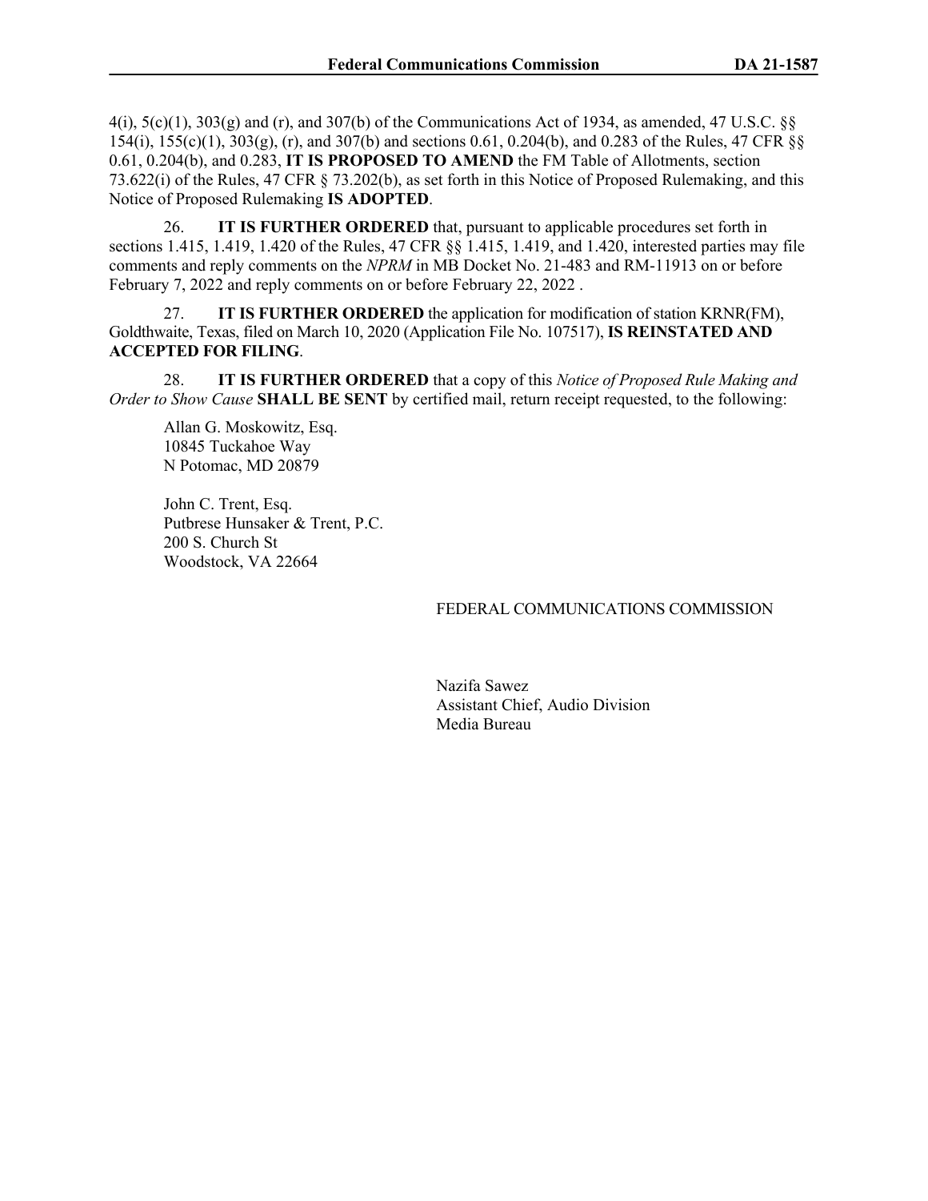4(i), 5(c)(1), 303(g) and (r), and 307(b) of the Communications Act of 1934, as amended, 47 U.S.C. §§ 154(i), 155(c)(1), 303(g), (r), and 307(b) and sections 0.61, 0.204(b), and 0.283 of the Rules, 47 CFR §§ 0.61, 0.204(b), and 0.283, **IT IS PROPOSED TO AMEND** the FM Table of Allotments, section 73.622(i) of the Rules, 47 CFR § 73.202(b), as set forth in this Notice of Proposed Rulemaking, and this Notice of Proposed Rulemaking **IS ADOPTED**.

26. **IT IS FURTHER ORDERED** that, pursuant to applicable procedures set forth in sections 1.415, 1.419, 1.420 of the Rules, 47 CFR §§ 1.415, 1.419, and 1.420, interested parties may file comments and reply comments on the *NPRM* in MB Docket No. 21-483 and RM-11913 on or before February 7, 2022 and reply comments on or before February 22, 2022 .

27. **IT IS FURTHER ORDERED** the application for modification of station KRNR(FM), Goldthwaite, Texas, filed on March 10, 2020 (Application File No. 107517), **IS REINSTATED AND ACCEPTED FOR FILING**.

28. **IT IS FURTHER ORDERED** that a copy of this *Notice of Proposed Rule Making and Order to Show Cause* **SHALL BE SENT** by certified mail, return receipt requested, to the following:

Allan G. Moskowitz, Esq.
10845 Tuckahoe Way
N Potomac, MD 20879

John C. Trent, Esq.
Putbrese Hunsaker & Trent, P.C.
200 S. Church St
Woodstock, VA 22664

FEDERAL COMMUNICATIONS COMMISSION

Nazifa Sawez
Assistant Chief, Audio Division
Media Bureau